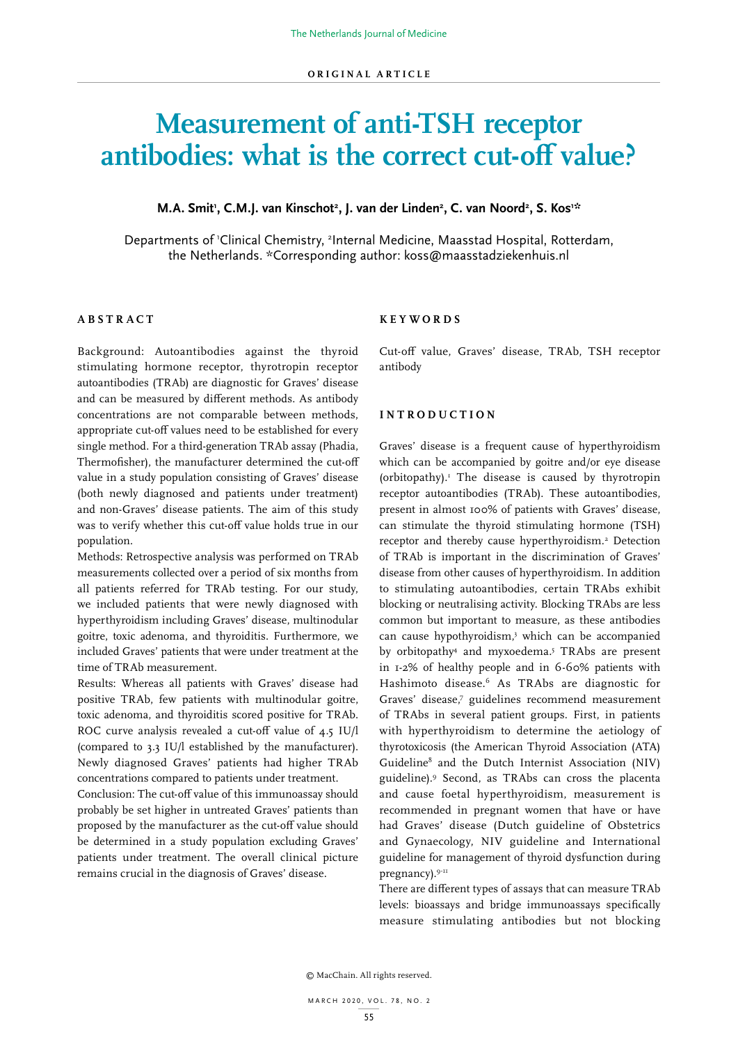ORIGINAL ARTICLE

# Measurement of anti-TSH receptor antibodies: what is the correct cut-off value?

**M.A. Smit[1], C.M.J. van Kinschot[2], J. van der Linden[2], C. van Noord[2], S. Kos[1]***

Departments of [1]Clinical Chemistry, [2]Internal Medicine, Maasstad Hospital, Rotterdam, the Netherlands. *Corresponding author: koss@maasstadziekenhuis.nl

## ABSTRACT

Background: Autoantibodies against the thyroid stimulating hormone receptor, thyrotropin receptor autoantibodies (TRAb) are diagnostic for Graves' disease and can be measured by different methods. As antibody concentrations are not comparable between methods, appropriate cut-off values need to be established for every single method. For a third-generation TRAb assay (Phadia, Thermofisher), the manufacturer determined the cut-off value in a study population consisting of Graves' disease (both newly diagnosed and patients under treatment) and non-Graves' disease patients. The aim of this study was to verify whether this cut-off value holds true in our population.

Methods: Retrospective analysis was performed on TRAb measurements collected over a period of six months from all patients referred for TRAb testing. For our study, we included patients that were newly diagnosed with hyperthyroidism including Graves' disease, multinodular goitre, toxic adenoma, and thyroiditis. Furthermore, we included Graves' patients that were under treatment at the time of TRAb measurement.

Results: Whereas all patients with Graves' disease had positive TRAb, few patients with multinodular goitre, toxic adenoma, and thyroiditis scored positive for TRAb. ROC curve analysis revealed a cut-off value of 4.5 IU/l (compared to 3.3 IU/l established by the manufacturer). Newly diagnosed Graves' patients had higher TRAb concentrations compared to patients under treatment.

Conclusion: The cut-off value of this immunoassay should probably be set higher in untreated Graves' patients than proposed by the manufacturer as the cut-off value should be determined in a study population excluding Graves' patients under treatment. The overall clinical picture remains crucial in the diagnosis of Graves' disease.

## KEYWORDS

Cut-off value, Graves' disease, TRAb, TSH receptor antibody

## INTRODUCTION

Graves' disease is a frequent cause of hyperthyroidism which can be accompanied by goitre and/or eye disease (orbitopathy).[1] The disease is caused by thyrotropin receptor autoantibodies (TRAb). These autoantibodies, present in almost 100% of patients with Graves' disease, can stimulate the thyroid stimulating hormone (TSH) receptor and thereby cause hyperthyroidism.[2] Detection of TRAb is important in the discrimination of Graves' disease from other causes of hyperthyroidism. In addition to stimulating autoantibodies, certain TRAbs exhibit blocking or neutralising activity. Blocking TRAbs are less common but important to measure, as these antibodies can cause hypothyroidism,[3] which can be accompanied by orbitopathy[4] and myxoedema.[5] TRAbs are present in 1-2% of healthy people and in 6-60% patients with Hashimoto disease.[6] As TRAbs are diagnostic for Graves' disease,[7] guidelines recommend measurement of TRAbs in several patient groups. First, in patients with hyperthyroidism to determine the aetiology of thyrotoxicosis (the American Thyroid Association (ATA) Guideline[8] and the Dutch Internist Association (NIV) guideline).[9] Second, as TRAbs can cross the placenta and cause foetal hyperthyroidism, measurement is recommended in pregnant women that have or have had Graves' disease (Dutch guideline of Obstetrics and Gynaecology, NIV guideline and International guideline for management of thyroid dysfunction during pregnancy).[9-11]

There are different types of assays that can measure TRAb levels: bioassays and bridge immunoassays specifically measure stimulating antibodies but not blocking

© MacChain. All rights reserved.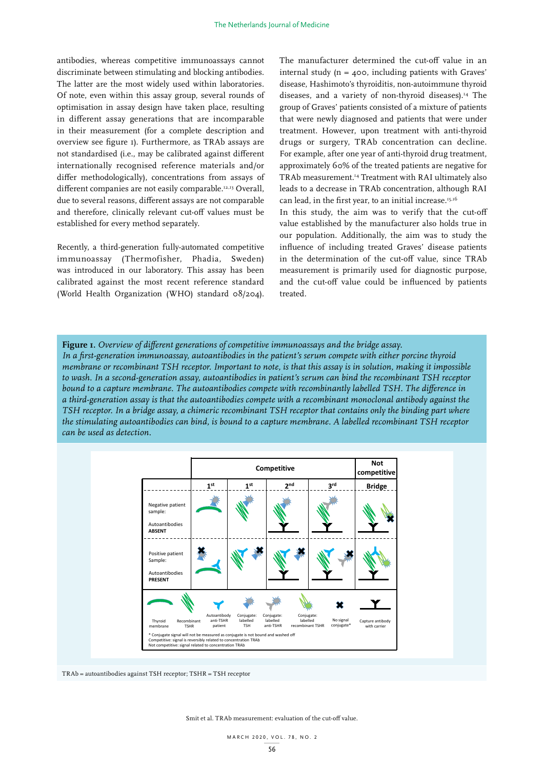antibodies, whereas competitive immunoassays cannot discriminate between stimulating and blocking antibodies. The latter are the most widely used within laboratories. Of note, even within this assay group, several rounds of optimisation in assay design have taken place, resulting in different assay generations that are incomparable in their measurement (for a complete description and overview see figure 1). Furthermore, as TRAb assays are not standardised (i.e., may be calibrated against different internationally recognised reference materials and/or differ methodologically), concentrations from assays of different companies are not easily comparable.[12,13] Overall, due to several reasons, different assays are not comparable and therefore, clinically relevant cut-off values must be established for every method separately.

Recently, a third-generation fully-automated competitive immunoassay (Thermofisher, Phadia, Sweden) was introduced in our laboratory. This assay has been calibrated against the most recent reference standard (World Health Organization (WHO) standard 08/204). The manufacturer determined the cut-off value in an internal study (n = 400, including patients with Graves' disease, Hashimoto's thyroiditis, non-autoimmune thyroid diseases, and a variety of non-thyroid diseases).[14] The group of Graves' patients consisted of a mixture of patients that were newly diagnosed and patients that were under treatment. However, upon treatment with anti-thyroid drugs or surgery, TRAb concentration can decline. For example, after one year of anti-thyroid drug treatment, approximately 60% of the treated patients are negative for TRAb measurement.[14] Treatment with RAI ultimately also leads to a decrease in TRAb concentration, although RAI can lead, in the first year, to an initial increase.[15,16]

In this study, the aim was to verify that the cut-off value established by the manufacturer also holds true in our population. Additionally, the aim was to study the influence of including treated Graves' disease patients in the determination of the cut-off value, since TRAb measurement is primarily used for diagnostic purpose, and the cut-off value could be influenced by patients treated.

**Figure 1.** *Overview of different generations of competitive immunoassays and the bridge assay. In a first-generation immunoassay, autoantibodies in the patient's serum compete with either porcine thyroid membrane or recombinant TSH receptor. Important to note, is that this assay is in solution, making it impossible to wash. In a second-generation assay, autoantibodies in patient's serum can bind the recombinant TSH receptor bound to a capture membrane. The autoantibodies compete with recombinantly labelled TSH. The difference in a third-generation assay is that the autoantibodies compete with a recombinant monoclonal antibody against the TSH receptor. In a bridge assay, a chimeric recombinant TSH receptor that contains only the binding part where the stimulating autoantibodies can bind, is bound to a capture membrane. A labelled recombinant TSH receptor can be used as detection.*

TRAb = autoantibodies against TSH receptor; TSHR = TSH receptor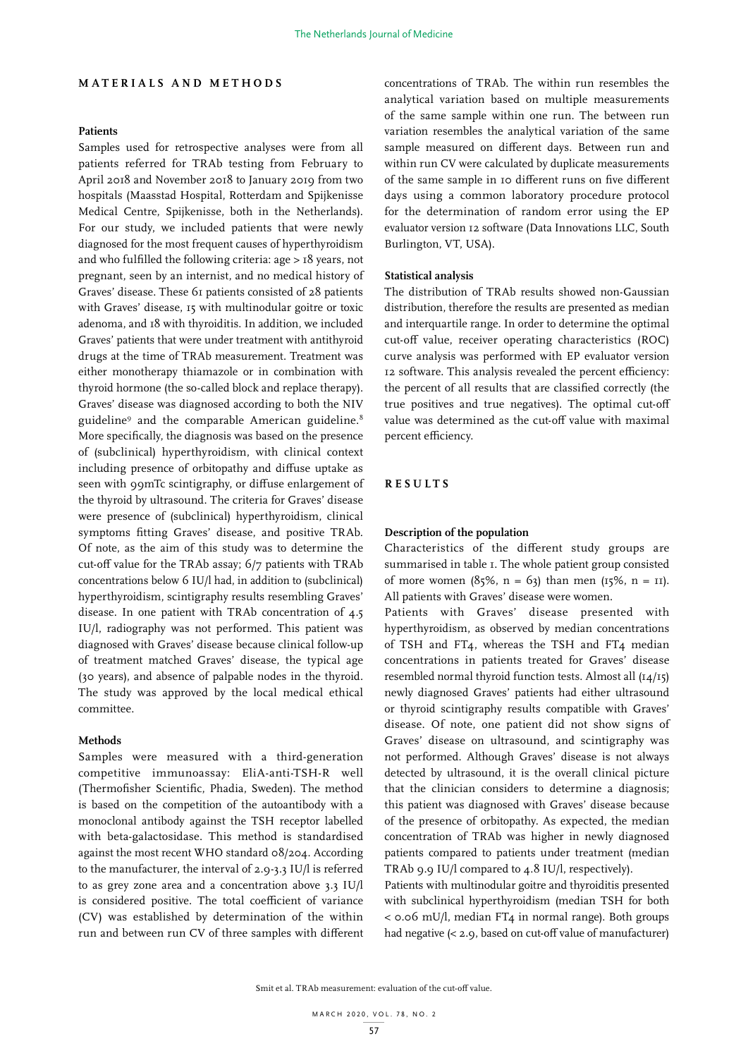## MATERIALS AND METHODS

### Patients

Samples used for retrospective analyses were from all patients referred for TRAb testing from February to April 2018 and November 2018 to January 2019 from two hospitals (Maasstad Hospital, Rotterdam and Spijkenisse Medical Centre, Spijkenisse, both in the Netherlands). For our study, we included patients that were newly diagnosed for the most frequent causes of hyperthyroidism and who fulfilled the following criteria: age > 18 years, not pregnant, seen by an internist, and no medical history of Graves' disease. These 61 patients consisted of 28 patients with Graves' disease, 15 with multinodular goitre or toxic adenoma, and 18 with thyroiditis. In addition, we included Graves' patients that were under treatment with antithyroid drugs at the time of TRAb measurement. Treatment was either monotherapy thiamazole or in combination with thyroid hormone (the so-called block and replace therapy). Graves' disease was diagnosed according to both the NIV guideline[9] and the comparable American guideline.[8] More specifically, the diagnosis was based on the presence of (subclinical) hyperthyroidism, with clinical context including presence of orbitopathy and diffuse uptake as seen with 99mTc scintigraphy, or diffuse enlargement of the thyroid by ultrasound. The criteria for Graves' disease were presence of (subclinical) hyperthyroidism, clinical symptoms fitting Graves' disease, and positive TRAb. Of note, as the aim of this study was to determine the cut-off value for the TRAb assay; 6/7 patients with TRAb concentrations below 6 IU/l had, in addition to (subclinical) hyperthyroidism, scintigraphy results resembling Graves' disease. In one patient with TRAb concentration of 4.5 IU/l, radiography was not performed. This patient was diagnosed with Graves' disease because clinical follow-up of treatment matched Graves' disease, the typical age (30 years), and absence of palpable nodes in the thyroid. The study was approved by the local medical ethical committee.

### Methods

Samples were measured with a third-generation competitive immunoassay: EliA-anti-TSH-R well (Thermofisher Scientific, Phadia, Sweden). The method is based on the competition of the autoantibody with a monoclonal antibody against the TSH receptor labelled with beta-galactosidase. This method is standardised against the most recent WHO standard 08/204. According to the manufacturer, the interval of 2.9-3.3 IU/l is referred to as grey zone area and a concentration above 3.3 IU/l is considered positive. The total coefficient of variance (CV) was established by determination of the within run and between run CV of three samples with different concentrations of TRAb. The within run resembles the analytical variation based on multiple measurements of the same sample within one run. The between run variation resembles the analytical variation of the same sample measured on different days. Between run and within run CV were calculated by duplicate measurements of the same sample in 10 different runs on five different days using a common laboratory procedure protocol for the determination of random error using the EP evaluator version 12 software (Data Innovations LLC, South Burlington, VT, USA).

### Statistical analysis

The distribution of TRAb results showed non-Gaussian distribution, therefore the results are presented as median and interquartile range. In order to determine the optimal cut-off value, receiver operating characteristics (ROC) curve analysis was performed with EP evaluator version 12 software. This analysis revealed the percent efficiency: the percent of all results that are classified correctly (the true positives and true negatives). The optimal cut-off value was determined as the cut-off value with maximal percent efficiency.

## RESULTS

### Description of the population

Characteristics of the different study groups are summarised in table 1. The whole patient group consisted of more women (85%, n = 63) than men (15%, n = 11). All patients with Graves' disease were women.

Patients with Graves' disease presented with hyperthyroidism, as observed by median concentrations of TSH and FT4, whereas the TSH and FT4 median concentrations in patients treated for Graves' disease resembled normal thyroid function tests. Almost all (14/15) newly diagnosed Graves' patients had either ultrasound or thyroid scintigraphy results compatible with Graves' disease. Of note, one patient did not show signs of Graves' disease on ultrasound, and scintigraphy was not performed. Although Graves' disease is not always detected by ultrasound, it is the overall clinical picture that the clinician considers to determine a diagnosis; this patient was diagnosed with Graves' disease because of the presence of orbitopathy. As expected, the median concentration of TRAb was higher in newly diagnosed patients compared to patients under treatment (median TRAb 9.9 IU/l compared to 4.8 IU/l, respectively).

Patients with multinodular goitre and thyroiditis presented with subclinical hyperthyroidism (median TSH for both < 0.06 mU/l, median FT4 in normal range). Both groups had negative (< 2.9, based on cut-off value of manufacturer)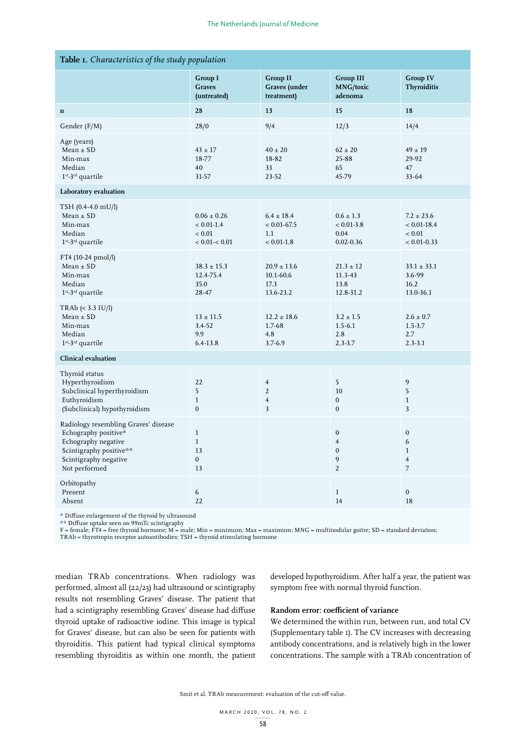**Table 1.** *Characteristics of the study population*

| | Group I Graves (untreated) | Group II Graves (under treatment) | Group III MNG/toxic adenoma | Group IV Thyroiditis |
|---|---|---|---|---|
| **n** | **28** | **13** | **15** | **18** |
| Gender (F/M) | 28/0 | 9/4 | 12/3 | 14/4 |
| Age (years) | | | | |
| Mean ± SD | 43 ± 17 | 40 ± 20 | 62 ± 20 | 49 ± 19 |
| Min-max | 18-77 | 18-82 | 25-88 | 29-92 |
| Median | 40 | 33 | 65 | 47 |
| 1st-3rd quartile | 31-57 | 23-52 | 45-79 | 33-64 |
| **Laboratory evaluation** | | | | |
| TSH (0.4-4.0 mU/l) | | | | |
| Mean ± SD | 0.06 ± 0.26 | 6.4 ± 18.4 | 0.6 ± 1.3 | 7.2 ± 23.6 |
| Min-max | < 0.01-1.4 | < 0.01-67.5 | < 0.01-3.8 | < 0.01-18.4 |
| Median | < 0.01 | 1.1 | 0.04 | < 0.01 |
| 1st-3rd quartile | < 0.01-< 0.01 | < 0.01-1.8 | 0.02-0.36 | < 0.01-0.33 |
| FT4 (10-24 pmol/l) | | | | |
| Mean ± SD | 38.3 ± 15.3 | 20.9 ± 13.6 | 21.3 ± 12 | 33.1 ± 33.1 |
| Min-max | 12.4-75.4 | 10.1-60.6 | 11.3-43 | 3.6-99 |
| Median | 35.0 | 17.3 | 13.8 | 16.2 |
| 1st-3rd quartile | 28-47 | 13.6-23.2 | 12.8-31.2 | 13.0-36.1 |
| TRAb (< 3.3 IU/l) | | | | |
| Mean ± SD | 13 ± 11.5 | 12.2 ± 18.6 | 3.2 ± 1.5 | 2.6 ± 0.7 |
| Min-max | 3.4-52 | 1.7-68 | 1.5-6.1 | 1.5-3.7 |
| Median | 9.9 | 4.8 | 2.8 | 2.7 |
| 1st-3rd quartile | 6.4-13.8 | 3.7-6.9 | 2.3-3.7 | 2.3-3.1 |
| **Clinical evaluation** | | | | |
| Thyroid status | | | | |
| Hyperthyroidism | 22 | 4 | 5 | 9 |
| Subclinical hyperthyroidism | 5 | 2 | 10 | 5 |
| Euthyroidism | 1 | 4 | 0 | 1 |
| (Subclinical) hypothyroidism | 0 | 3 | 0 | 3 |
| Radiology resembling Graves' disease | | | | |
| Echography positive* | 1 | | 0 | 0 |
| Echography negative | 1 | | 4 | 6 |
| Scintigraphy positive** | 13 | | 0 | 1 |
| Scintigraphy negative | 0 | | 9 | 4 |
| Not performed | 13 | | 2 | 7 |
| Orbitopathy | | | | |
| Present | 6 | | 1 | 0 |
| Absent | 22 | | 14 | 18 |

\* Diffuse enlargement of the thyroid by ultrasound
\*\* Diffuse uptake seen on 99mTc scintigraphy
F = female; FT4 = free thyroid hormone; M = male; Min = minimum; Max = maximum; MNG = multinodular goitre; SD = standard deviation; TRAb = thyrotropin receptor autoantibodies; TSH = thyroid stimulating hormone

median TRAb concentrations. When radiology was performed, almost all (22/23) had ultrasound or scintigraphy results not resembling Graves' disease. The patient that had a scintigraphy resembling Graves' disease had diffuse thyroid uptake of radioactive iodine. This image is typical for Graves' disease, but can also be seen for patients with thyroiditis. This patient had typical clinical symptoms resembling thyroiditis as within one month, the patient developed hypothyroidism. After half a year, the patient was symptom free with normal thyroid function.

### Random error: coefficient of variance

We determined the within run, between run, and total CV (Supplementary table 1). The CV increases with decreasing antibody concentrations, and is relatively high in the lower concentrations. The sample with a TRAb concentration of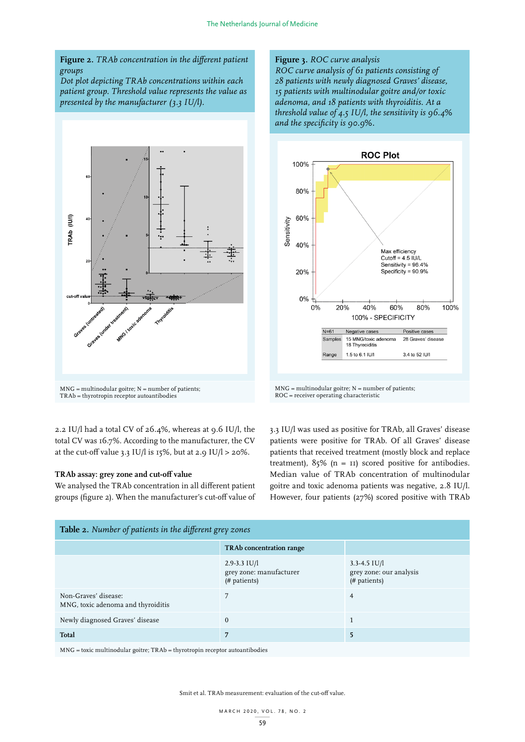**Figure 2.** *TRAb concentration in the different patient groups*
*Dot plot depicting TRAb concentrations within each patient group. Threshold value represents the value as presented by the manufacturer (3.3 IU/l).*

MNG = multinodular goitre; N = number of patients; TRAb = thyrotropin receptor autoantibodies

**Figure 3.** *ROC curve analysis*
*ROC curve analysis of 61 patients consisting of 28 patients with newly diagnosed Graves' disease, 15 patients with multinodular goitre and/or toxic adenoma, and 18 patients with thyroiditis. At a threshold value of 4.5 IU/l, the sensitivity is 96.4% and the specificity is 90.9%.*

MNG = multinodular goitre; N = number of patients; ROC = receiver operating characteristic

2.2 IU/l had a total CV of 26.4%, whereas at 9.6 IU/l, the total CV was 16.7%. According to the manufacturer, the CV at the cut-off value 3.3 IU/l is 15%, but at 2.9 IU/l > 20%.

### TRAb assay: grey zone and cut-off value

We analysed the TRAb concentration in all different patient groups (figure 2). When the manufacturer's cut-off value of 3.3 IU/l was used as positive for TRAb, all Graves' disease patients were positive for TRAb. Of all Graves' disease patients that received treatment (mostly block and replace treatment), 85% (n = 11) scored positive for antibodies. Median value of TRAb concentration of multinodular goitre and toxic adenoma patients was negative, 2.8 IU/l. However, four patients (27%) scored positive with TRAb

**Table 2.** *Number of patients in the different grey zones*

| | TRAb concentration range | |
|---|---|---|
| | 2.9-3.3 IU/l<br>grey zone: manufacturer<br>(# patients) | 3.3-4.5 IU/l<br>grey zone: our analysis<br>(# patients) |
| Non-Graves' disease:<br>MNG, toxic adenoma and thyroiditis | 7 | 4 |
| Newly diagnosed Graves' disease | 0 | 1 |
| **Total** | **7** | **5** |

MNG = toxic multinodular goitre; TRAb = thyrotropin receptor autoantibodies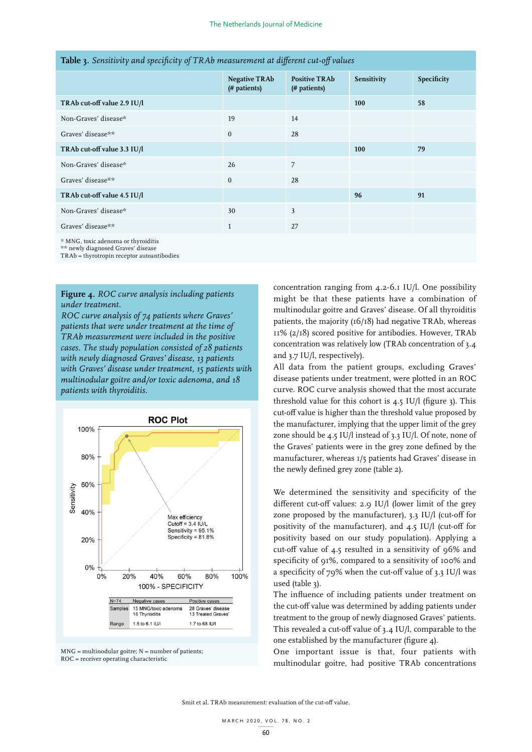**Table 3.** *Sensitivity and specificity of TRAb measurement at different cut-off values*

| | Negative TRAb (# patients) | Positive TRAb (# patients) | Sensitivity | Specificity |
|---|---|---|---|---|
| **TRAb cut-off value 2.9 IU/l** | | | **100** | **58** |
| Non-Graves' disease* | 19 | 14 | | |
| Graves' disease** | 0 | 28 | | |
| **TRAb cut-off value 3.3 IU/l** | | | **100** | **79** |
| Non-Graves' disease* | 26 | 7 | | |
| Graves' disease** | 0 | 28 | | |
| **TRAb cut-off value 4.5 IU/l** | | | **96** | **91** |
| Non-Graves' disease* | 30 | 3 | | |
| Graves' disease** | 1 | 27 | | |

* MNG, toxic adenoma or thyroiditis
** newly diagnosed Graves' disease
TRAb = thyrotropin receptor autoantibodies

**Figure 4.** *ROC curve analysis including patients under treatment.*
*ROC curve analysis of 74 patients where Graves' patients that were under treatment at the time of TRAb measurement were included in the positive cases. The study population consisted of 28 patients with newly diagnosed Graves' disease, 13 patients with Graves' disease under treatment, 15 patients with multinodular goitre and/or toxic adenoma, and 18 patients with thyroiditis.*

MNG = multinodular goitre; N = number of patients;
ROC = receiver operating characteristic

concentration ranging from 4.2-6.1 IU/l. One possibility might be that these patients have a combination of multinodular goitre and Graves' disease. Of all thyroiditis patients, the majority (16/18) had negative TRAb, whereas 11% (2/18) scored positive for antibodies. However, TRAb concentration was relatively low (TRAb concentration of 3.4 and 3.7 IU/l, respectively).

All data from the patient groups, excluding Graves' disease patients under treatment, were plotted in an ROC curve. ROC curve analysis showed that the most accurate threshold value for this cohort is 4.5 IU/l (figure 3). This cut-off value is higher than the threshold value proposed by the manufacturer, implying that the upper limit of the grey zone should be 4.5 IU/l instead of 3.3 IU/l. Of note, none of the Graves' patients were in the grey zone defined by the manufacturer, whereas 1/5 patients had Graves' disease in the newly defined grey zone (table 2).

We determined the sensitivity and specificity of the different cut-off values: 2.9 IU/l (lower limit of the grey zone proposed by the manufacturer), 3.3 IU/l (cut-off for positivity of the manufacturer), and 4.5 IU/l (cut-off for positivity based on our study population). Applying a cut-off value of 4.5 resulted in a sensitivity of 96% and specificity of 91%, compared to a sensitivity of 100% and a specificity of 79% when the cut-off value of 3.3 IU/l was used (table 3).

The influence of including patients under treatment on the cut-off value was determined by adding patients under treatment to the group of newly diagnosed Graves' patients. This revealed a cut-off value of 3.4 IU/l, comparable to the one established by the manufacturer (figure 4).

One important issue is that, four patients with multinodular goitre, had positive TRAb concentrations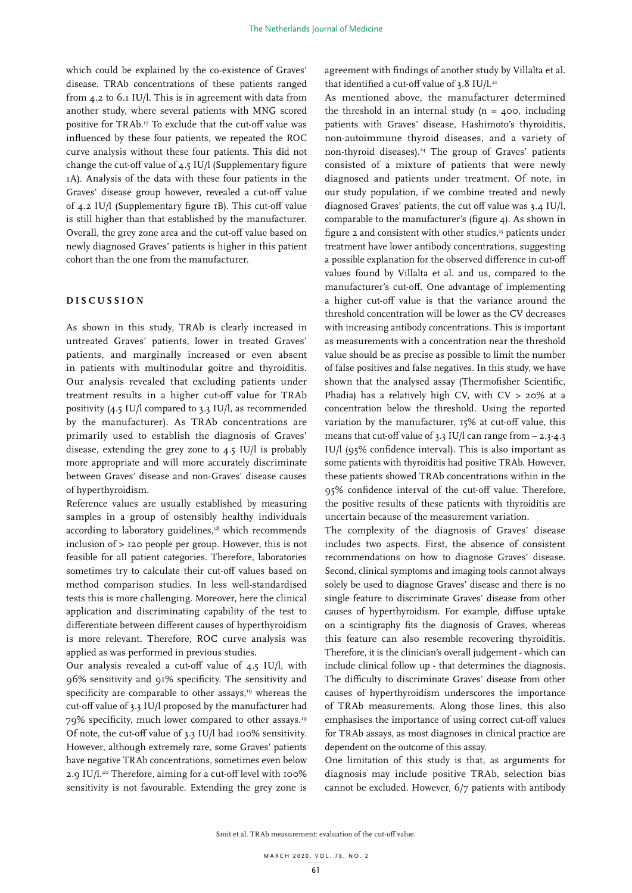which could be explained by the co-existence of Graves' disease. TRAb concentrations of these patients ranged from 4.2 to 6.1 IU/l. This is in agreement with data from another study, where several patients with MNG scored positive for TRAb.[17] To exclude that the cut-off value was influenced by these four patients, we repeated the ROC curve analysis without these four patients. This did not change the cut-off value of 4.5 IU/l (Supplementary figure 1A). Analysis of the data with these four patients in the Graves' disease group however, revealed a cut-off value of 4.2 IU/l (Supplementary figure 1B). This cut-off value is still higher than that established by the manufacturer. Overall, the grey zone area and the cut-off value based on newly diagnosed Graves' patients is higher in this patient cohort than the one from the manufacturer.

## DISCUSSION

As shown in this study, TRAb is clearly increased in untreated Graves' patients, lower in treated Graves' patients, and marginally increased or even absent in patients with multinodular goitre and thyroiditis. Our analysis revealed that excluding patients under treatment results in a higher cut-off value for TRAb positivity (4.5 IU/l compared to 3.3 IU/l, as recommended by the manufacturer). As TRAb concentrations are primarily used to establish the diagnosis of Graves' disease, extending the grey zone to 4.5 IU/l is probably more appropriate and will more accurately discriminate between Graves' disease and non-Graves' disease causes of hyperthyroidism.

Reference values are usually established by measuring samples in a group of ostensibly healthy individuals according to laboratory guidelines,[18] which recommends inclusion of > 120 people per group. However, this is not feasible for all patient categories. Therefore, laboratories sometimes try to calculate their cut-off values based on method comparison studies. In less well-standardised tests this is more challenging. Moreover, here the clinical application and discriminating capability of the test to differentiate between different causes of hyperthyroidism is more relevant. Therefore, ROC curve analysis was applied as was performed in previous studies.

Our analysis revealed a cut-off value of 4.5 IU/l, with 96% sensitivity and 91% specificity. The sensitivity and specificity are comparable to other assays,[19] whereas the cut-off value of 3.3 IU/l proposed by the manufacturer had 79% specificity, much lower compared to other assays.[19] Of note, the cut-off value of 3.3 IU/l had 100% sensitivity. However, although extremely rare, some Graves' patients have negative TRAb concentrations, sometimes even below 2.9 IU/l.[20] Therefore, aiming for a cut-off level with 100% sensitivity is not favourable. Extending the grey zone is in agreement with findings of another study by Villalta et al. that identified a cut-off value of 3.8 IU/l.[21]

As mentioned above, the manufacturer determined the threshold in an internal study (n = 400, including patients with Graves' disease, Hashimoto's thyroiditis, non-autoimmune thyroid diseases, and a variety of non-thyroid diseases).[14] The group of Graves' patients consisted of a mixture of patients that were newly diagnosed and patients under treatment. Of note, in our study population, if we combine treated and newly diagnosed Graves' patients, the cut off value was 3.4 IU/l, comparable to the manufacturer's (figure 4). As shown in figure 2 and consistent with other studies,[15] patients under treatment have lower antibody concentrations, suggesting a possible explanation for the observed difference in cut-off values found by Villalta et al. and us, compared to the manufacturer's cut-off. One advantage of implementing a higher cut-off value is that the variance around the threshold concentration will be lower as the CV decreases with increasing antibody concentrations. This is important as measurements with a concentration near the threshold value should be as precise as possible to limit the number of false positives and false negatives. In this study, we have shown that the analysed assay (Thermofisher Scientific, Phadia) has a relatively high CV, with CV > 20% at a concentration below the threshold. Using the reported variation by the manufacturer, 15% at cut-off value, this means that cut-off value of 3.3 IU/l can range from ~ 2.3-4.3 IU/l (95% confidence interval). This is also important as some patients with thyroiditis had positive TRAb. However, these patients showed TRAb concentrations within in the 95% confidence interval of the cut-off value. Therefore, the positive results of these patients with thyroiditis are uncertain because of the measurement variation.

The complexity of the diagnosis of Graves' disease includes two aspects. First, the absence of consistent recommendations on how to diagnose Graves' disease. Second, clinical symptoms and imaging tools cannot always solely be used to diagnose Graves' disease and there is no single feature to discriminate Graves' disease from other causes of hyperthyroidism. For example, diffuse uptake on a scintigraphy fits the diagnosis of Graves, whereas this feature can also resemble recovering thyroiditis. Therefore, it is the clinician's overall judgement - which can include clinical follow up - that determines the diagnosis. The difficulty to discriminate Graves' disease from other causes of hyperthyroidism underscores the importance of TRAb measurements. Along those lines, this also emphasises the importance of using correct cut-off values for TRAb assays, as most diagnoses in clinical practice are dependent on the outcome of this assay.

One limitation of this study is that, as arguments for diagnosis may include positive TRAb, selection bias cannot be excluded. However, 6/7 patients with antibody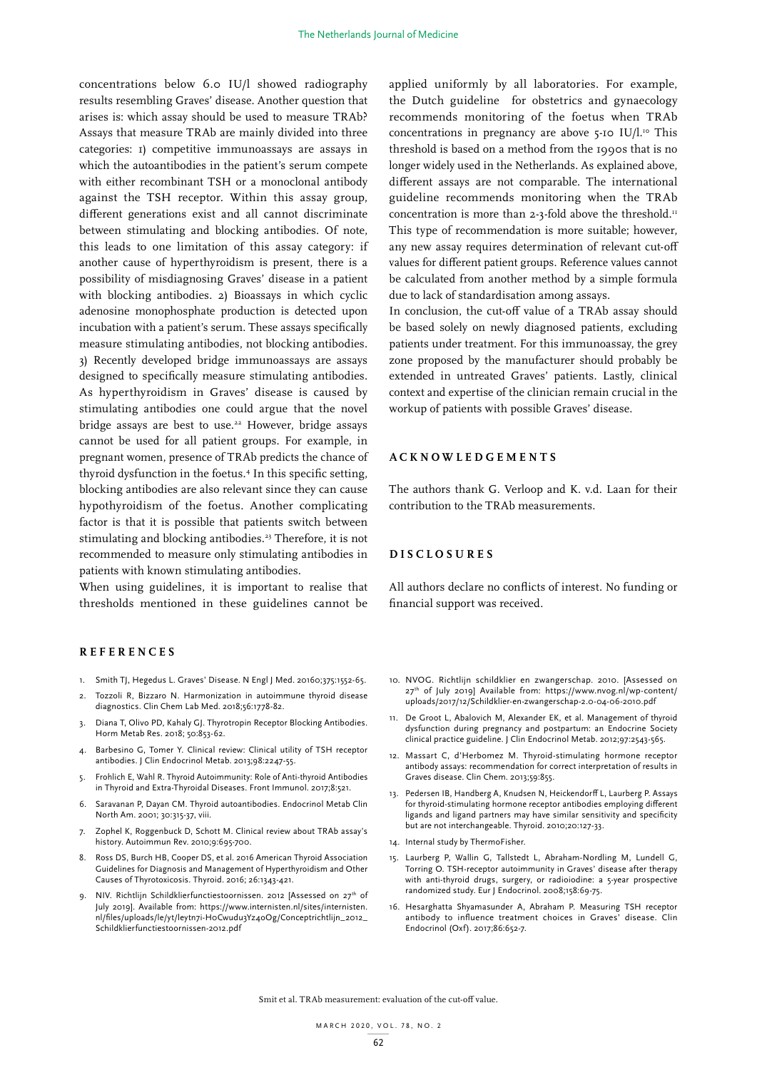concentrations below 6.0 IU/l showed radiography results resembling Graves' disease. Another question that arises is: which assay should be used to measure TRAb? Assays that measure TRAb are mainly divided into three categories: 1) competitive immunoassays are assays in which the autoantibodies in the patient's serum compete with either recombinant TSH or a monoclonal antibody against the TSH receptor. Within this assay group, different generations exist and all cannot discriminate between stimulating and blocking antibodies. Of note, this leads to one limitation of this assay category: if another cause of hyperthyroidism is present, there is a possibility of misdiagnosing Graves' disease in a patient with blocking antibodies. 2) Bioassays in which cyclic adenosine monophosphate production is detected upon incubation with a patient's serum. These assays specifically measure stimulating antibodies, not blocking antibodies. 3) Recently developed bridge immunoassays are assays designed to specifically measure stimulating antibodies. As hyperthyroidism in Graves' disease is caused by stimulating antibodies one could argue that the novel bridge assays are best to use.[22] However, bridge assays cannot be used for all patient groups. For example, in pregnant women, presence of TRAb predicts the chance of thyroid dysfunction in the foetus.[4] In this specific setting, blocking antibodies are also relevant since they can cause hypothyroidism of the foetus. Another complicating factor is that it is possible that patients switch between stimulating and blocking antibodies.[23] Therefore, it is not recommended to measure only stimulating antibodies in patients with known stimulating antibodies.

When using guidelines, it is important to realise that thresholds mentioned in these guidelines cannot be applied uniformly by all laboratories. For example, the Dutch guideline for obstetrics and gynaecology recommends monitoring of the foetus when TRAb concentrations in pregnancy are above 5-10 IU/l.[10] This threshold is based on a method from the 1990s that is no longer widely used in the Netherlands. As explained above, different assays are not comparable. The international guideline recommends monitoring when the TRAb concentration is more than 2-3-fold above the threshold.[11] This type of recommendation is more suitable; however, any new assay requires determination of relevant cut-off values for different patient groups. Reference values cannot be calculated from another method by a simple formula due to lack of standardisation among assays.

In conclusion, the cut-off value of a TRAb assay should be based solely on newly diagnosed patients, excluding patients under treatment. For this immunoassay, the grey zone proposed by the manufacturer should probably be extended in untreated Graves' patients. Lastly, clinical context and expertise of the clinician remain crucial in the workup of patients with possible Graves' disease.

## ACKNOWLEDGEMENTS

The authors thank G. Verloop and K. v.d. Laan for their contribution to the TRAb measurements.

## DISCLOSURES

All authors declare no conflicts of interest. No funding or financial support was received.

## REFERENCES

1. Smith TJ, Hegedus L. Graves' Disease. N Engl J Med. 20160;375:1552-65.
2. Tozzoli R, Bizzaro N. Harmonization in autoimmune thyroid disease diagnostics. Clin Chem Lab Med. 2018;56:1778-82.
3. Diana T, Olivo PD, Kahaly GJ. Thyrotropin Receptor Blocking Antibodies. Horm Metab Res. 2018; 50:853-62.
4. Barbesino G, Tomer Y. Clinical review: Clinical utility of TSH receptor antibodies. J Clin Endocrinol Metab. 2013;98:2247-55.
5. Frohlich E, Wahl R. Thyroid Autoimmunity: Role of Anti-thyroid Antibodies in Thyroid and Extra-Thyroidal Diseases. Front Immunol. 2017;8:521.
6. Saravanan P, Dayan CM. Thyroid autoantibodies. Endocrinol Metab Clin North Am. 2001; 30:315-37, viii.
7. Zophel K, Roggenbuck D, Schott M. Clinical review about TRAb assay's history. Autoimmun Rev. 2010;9:695-700.
8. Ross DS, Burch HB, Cooper DS, et al. 2016 American Thyroid Association Guidelines for Diagnosis and Management of Hyperthyroidism and Other Causes of Thyrotoxicosis. Thyroid. 2016; 26:1343-421.
9. NIV. Richtlijn Schildklierfunctiestoornissen. 2012 [Assessed on 27th of July 2019]. Available from: https://www.internisten.nl/sites/internisten.nl/files/uploads/le/yt/leytn7i-HoCwudu3Yz40Og/Conceptrichtlijn_2012_Schildklierfunctiestoornissen-2012.pdf
10. NVOG. Richtlijn schildklier en zwangerschap. 2010. [Assessed on 27th of July 2019] Available from: https://www.nvog.nl/wp-content/uploads/2017/12/Schildklier-en-zwangerschap-2.0-04-06-2010.pdf
11. De Groot L, Abalovich M, Alexander EK, et al. Management of thyroid dysfunction during pregnancy and postpartum: an Endocrine Society clinical practice guideline. J Clin Endocrinol Metab. 2012;97:2543-565.
12. Massart C, d'Herbomez M. Thyroid-stimulating hormone receptor antibody assays: recommendation for correct interpretation of results in Graves disease. Clin Chem. 2013;59:855.
13. Pedersen IB, Handberg A, Knudsen N, Heickendorff L, Laurberg P. Assays for thyroid-stimulating hormone receptor antibodies employing different ligands and ligand partners may have similar sensitivity and specificity but are not interchangeable. Thyroid. 2010;20:127-33.
14. Internal study by ThermoFisher.
15. Laurberg P, Wallin G, Tallstedt L, Abraham-Nordling M, Lundell G, Torring O. TSH-receptor autoimmunity in Graves' disease after therapy with anti-thyroid drugs, surgery, or radioiodine: a 5-year prospective randomized study. Eur J Endocrinol. 2008;158:69-75.
16. Hesarghatta Shyamasunder A, Abraham P. Measuring TSH receptor antibody to influence treatment choices in Graves' disease. Clin Endocrinol (Oxf). 2017;86:652-7.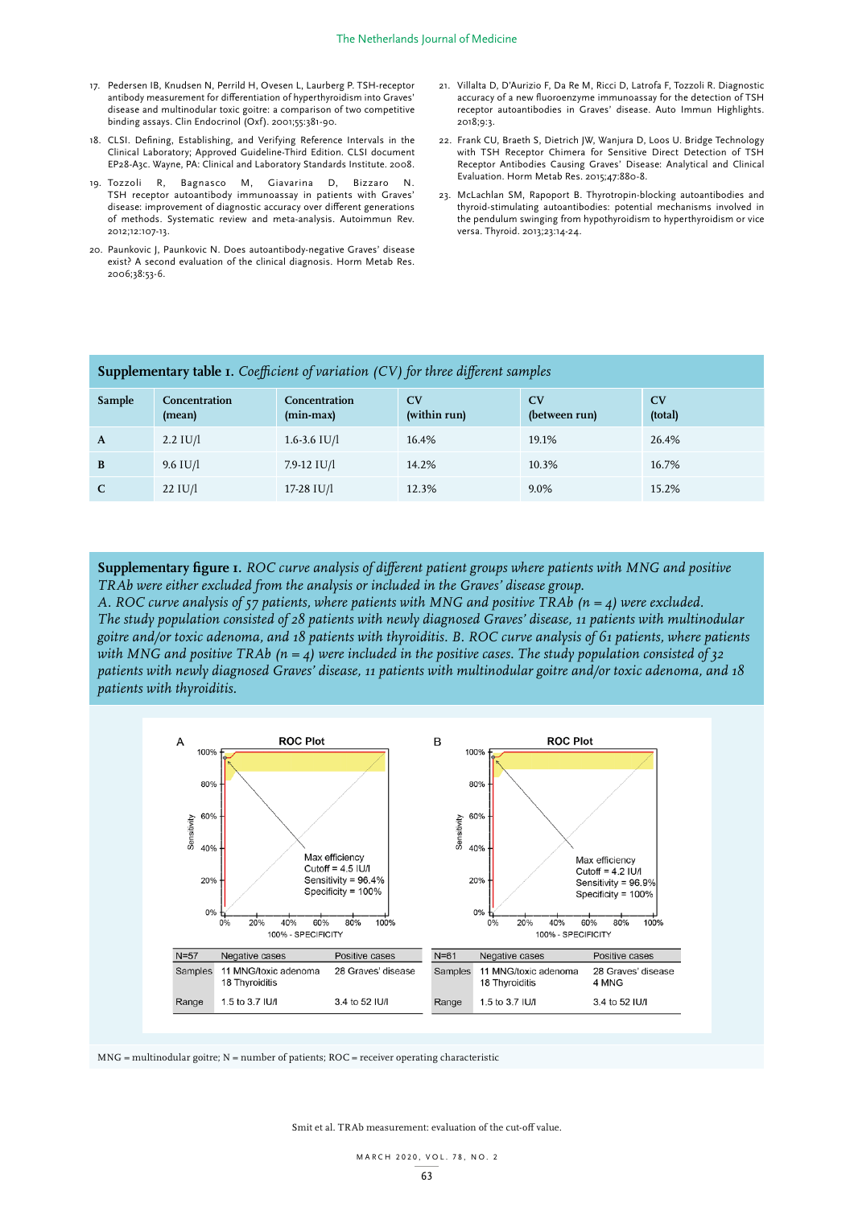17. Pedersen IB, Knudsen N, Perrild H, Ovesen L, Laurberg P. TSH-receptor antibody measurement for differentiation of hyperthyroidism into Graves' disease and multinodular toxic goitre: a comparison of two competitive binding assays. Clin Endocrinol (Oxf). 2001;55:381-90.
18. CLSI. Defining, Establishing, and Verifying Reference Intervals in the Clinical Laboratory; Approved Guideline-Third Edition. CLSI document EP28-A3c. Wayne, PA: Clinical and Laboratory Standards Institute. 2008.
19. Tozzoli R, Bagnasco M, Giavarina D, Bizzaro N. TSH receptor autoantibody immunoassay in patients with Graves' disease: improvement of diagnostic accuracy over different generations of methods. Systematic review and meta-analysis. Autoimmun Rev. 2012;12:107-13.
20. Paunkovic J, Paunkovic N. Does autoantibody-negative Graves' disease exist? A second evaluation of the clinical diagnosis. Horm Metab Res. 2006;38:53-6.
21. Villalta D, D'Aurizio F, Da Re M, Ricci D, Latrofa F, Tozzoli R. Diagnostic accuracy of a new fluoroenzyme immunoassay for the detection of TSH receptor autoantibodies in Graves' disease. Auto Immun Highlights. 2018;9:3.
22. Frank CU, Braeth S, Dietrich JW, Wanjura D, Loos U. Bridge Technology with TSH Receptor Chimera for Sensitive Direct Detection of TSH Receptor Antibodies Causing Graves' Disease: Analytical and Clinical Evaluation. Horm Metab Res. 2015;47:880-8.
23. McLachlan SM, Rapoport B. Thyrotropin-blocking autoantibodies and thyroid-stimulating autoantibodies: potential mechanisms involved in the pendulum swinging from hypothyroidism to hyperthyroidism or vice versa. Thyroid. 2013;23:14-24.

**Supplementary table 1.** *Coefficient of variation (CV) for three different samples*

| Sample | Concentration (mean) | Concentration (min-max) | CV (within run) | CV (between run) | CV (total) |
|---|---|---|---|---|---|
| **A** | 2.2 IU/l | 1.6-3.6 IU/l | 16.4% | 19.1% | 26.4% |
| **B** | 9.6 IU/l | 7.9-12 IU/l | 14.2% | 10.3% | 16.7% |
| **C** | 22 IU/l | 17-28 IU/l | 12.3% | 9.0% | 15.2% |

**Supplementary figure 1.** *ROC curve analysis of different patient groups where patients with MNG and positive TRAb were either excluded from the analysis or included in the Graves' disease group.*
*A. ROC curve analysis of 57 patients, where patients with MNG and positive TRAb (n = 4) were excluded. The study population consisted of 28 patients with newly diagnosed Graves' disease, 11 patients with multinodular goitre and/or toxic adenoma, and 18 patients with thyroiditis. B. ROC curve analysis of 61 patients, where patients with MNG and positive TRAb (n = 4) were included in the positive cases. The study population consisted of 32 patients with newly diagnosed Graves' disease, 11 patients with multinodular goitre and/or toxic adenoma, and 18 patients with thyroiditis.*

A
ROC Plot
Sensitivity
100%
80%
60%
40%
20%
0%
0% 20% 40% 60% 80% 100%
100% - SPECIFICITY
Max efficiency
Cutoff = 4.5 IU/l
Sensitivity = 96.4%
Specificity = 100%

| N=57 | Negative cases | Positive cases |
|---|---|---|
| Samples | 11 MNG/toxic adenoma<br>18 Thyroiditis | 28 Graves' disease |
| Range | 1.5 to 3.7 IU/l | 3.4 to 52 IU/l |

B
ROC Plot
Sensitivity
100%
80%
60%
40%
20%
0%
0% 20% 40% 60% 80% 100%
100% - SPECIFICITY
Max efficiency
Cutoff = 4.2 IU/l
Sensitivity = 96.9%
Specificity = 100%

| N=61 | Negative cases | Positive cases |
|---|---|---|
| Samples | 11 MNG/toxic adenoma<br>18 Thyroiditis | 28 Graves' disease<br>4 MNG |
| Range | 1.5 to 3.7 IU/l | 3.4 to 52 IU/l |

MNG = multinodular goitre; N = number of patients; ROC = receiver operating characteristic